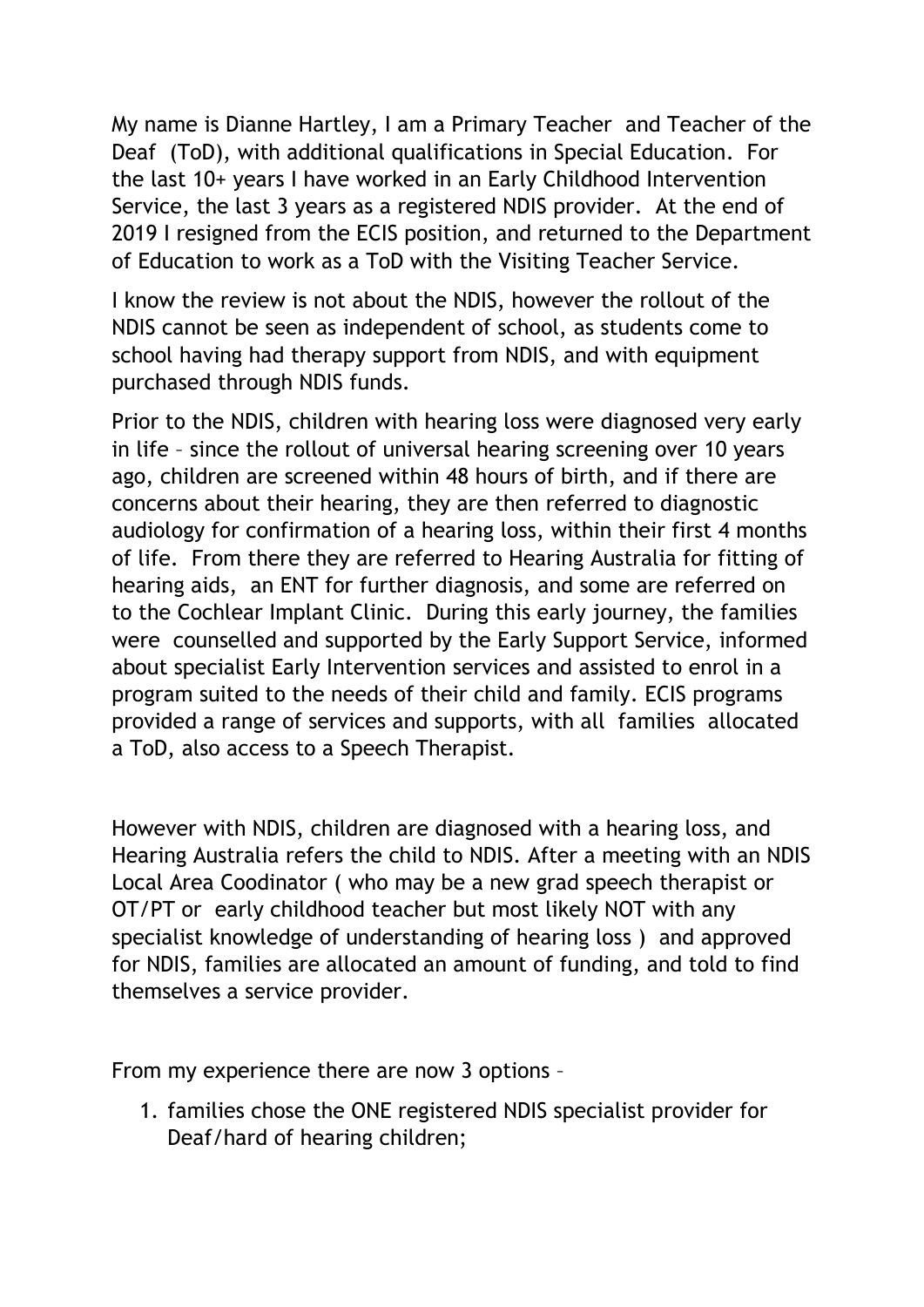My name is Dianne Hartley, I am a Primary Teacher and Teacher of the Deaf (ToD), with additional qualifications in Special Education. For the last 10+ years I have worked in an Early Childhood Intervention Service, the last 3 years as a registered NDIS provider. At the end of 2019 I resigned from the ECIS position, and returned to the Department of Education to work as a ToD with the Visiting Teacher Service.

I know the review is not about the NDIS, however the rollout of the NDIS cannot be seen as independent of school, as students come to school having had therapy support from NDIS, and with equipment purchased through NDIS funds.

Prior to the NDIS, children with hearing loss were diagnosed very early in life – since the rollout of universal hearing screening over 10 years ago, children are screened within 48 hours of birth, and if there are concerns about their hearing, they are then referred to diagnostic audiology for confirmation of a hearing loss, within their first 4 months of life. From there they are referred to Hearing Australia for fitting of hearing aids, an ENT for further diagnosis, and some are referred on to the Cochlear Implant Clinic. During this early journey, the families were counselled and supported by the Early Support Service, informed about specialist Early Intervention services and assisted to enrol in a program suited to the needs of their child and family. ECIS programs provided a range of services and supports, with all families allocated a ToD, also access to a Speech Therapist.

However with NDIS, children are diagnosed with a hearing loss, and Hearing Australia refers the child to NDIS. After a meeting with an NDIS Local Area Coodinator ( who may be a new grad speech therapist or OT/PT or early childhood teacher but most likely NOT with any specialist knowledge of understanding of hearing loss ) and approved for NDIS, families are allocated an amount of funding, and told to find themselves a service provider.

From my experience there are now 3 options –

1. families chose the ONE registered NDIS specialist provider for Deaf/hard of hearing children;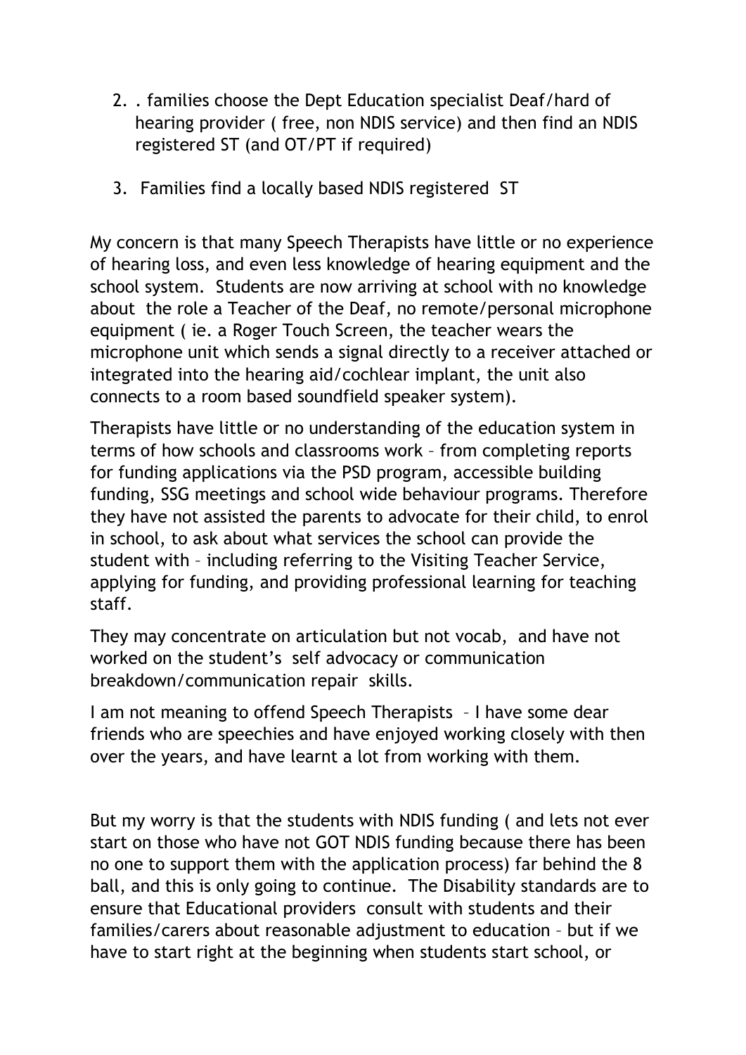2. . families choose the Dept Education specialist Deaf/hard of hearing provider ( free, non NDIS service) and then find an NDIS registered ST (and OT/PT if required)

3. Families find a locally based NDIS registered ST

My concern is that many Speech Therapists have little or no experience of hearing loss, and even less knowledge of hearing equipment and the school system. Students are now arriving at school with no knowledge about the role a Teacher of the Deaf, no remote/personal microphone equipment ( ie. a Roger Touch Screen, the teacher wears the microphone unit which sends a signal directly to a receiver attached or integrated into the hearing aid/cochlear implant, the unit also connects to a room based soundfield speaker system).

Therapists have little or no understanding of the education system in terms of how schools and classrooms work – from completing reports for funding applications via the PSD program, accessible building funding, SSG meetings and school wide behaviour programs. Therefore they have not assisted the parents to advocate for their child, to enrol in school, to ask about what services the school can provide the student with – including referring to the Visiting Teacher Service, applying for funding, and providing professional learning for teaching staff.

They may concentrate on articulation but not vocab, and have not worked on the student's self advocacy or communication breakdown/communication repair skills.

I am not meaning to offend Speech Therapists – I have some dear friends who are speechies and have enjoyed working closely with then over the years, and have learnt a lot from working with them.

But my worry is that the students with NDIS funding ( and lets not ever start on those who have not GOT NDIS funding because there has been no one to support them with the application process) far behind the 8 ball, and this is only going to continue. The Disability standards are to ensure that Educational providers consult with students and their families/carers about reasonable adjustment to education – but if we have to start right at the beginning when students start school, or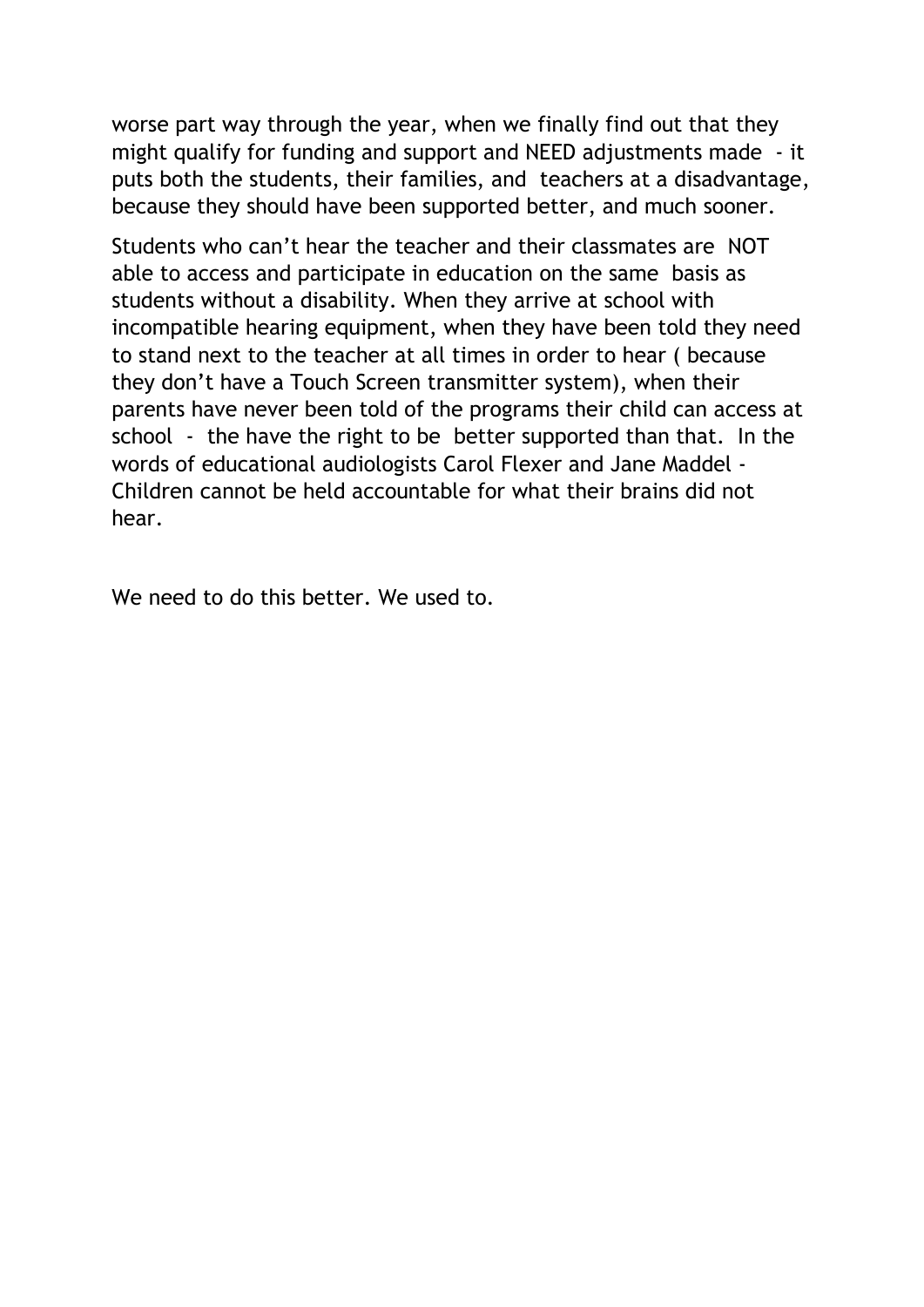worse part way through the year, when we finally find out that they might qualify for funding and support and NEED adjustments made - it puts both the students, their families, and teachers at a disadvantage, because they should have been supported better, and much sooner.

Students who can't hear the teacher and their classmates are NOT able to access and participate in education on the same basis as students without a disability. When they arrive at school with incompatible hearing equipment, when they have been told they need to stand next to the teacher at all times in order to hear ( because they don't have a Touch Screen transmitter system), when their parents have never been told of the programs their child can access at school - the have the right to be better supported than that. In the words of educational audiologists Carol Flexer and Jane Maddel - Children cannot be held accountable for what their brains did not hear.

We need to do this better. We used to.